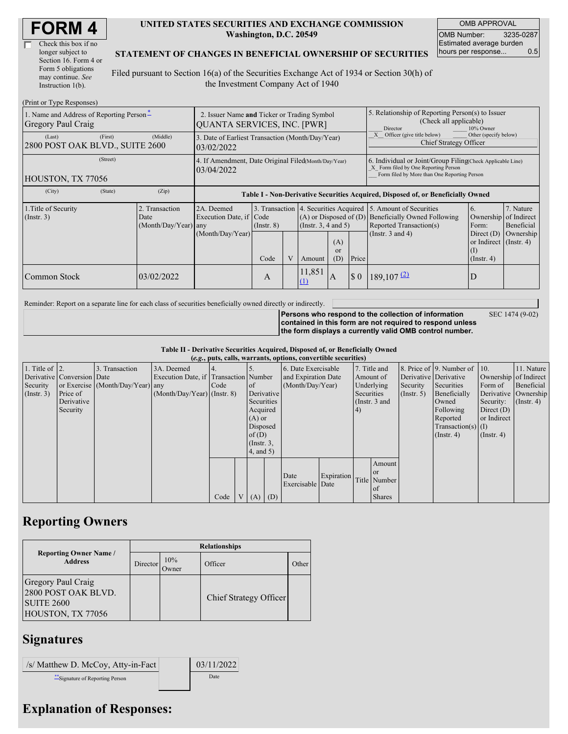# FORM 4

☐ Check this box if no longer subject to Section 16. Form 4 or Form 5 obligations may continue. *See* Instruction 1(b).

**UNITED STATES SECURITIES AND EXCHANGE COMMISSION**
**Washington, D.C. 20549**

**STATEMENT OF CHANGES IN BENEFICIAL OWNERSHIP OF SECURITIES**

Filed pursuant to Section 16(a) of the Securities Exchange Act of 1934 or Section 30(h) of the Investment Company Act of 1940

| OMB APPROVAL | |
|---|---|
| OMB Number: | 3235-0287 |
| Estimated average burden hours per response... | 0.5 |

(Print or Type Responses)

| 1. Name and Address of Reporting Person * | 2. Issuer Name **and** Ticker or Trading Symbol | 5. Relationship of Reporting Person(s) to Issuer (Check all applicable) |
|---|---|---|
| Gregory Paul Craig | QUANTA SERVICES, INC. [PWR] | ___ Director ___ 10% Owner |
| (Last) (First) (Middle) 2800 POST OAK BLVD., SUITE 2600 | 3. Date of Earliest Transaction (Month/Day/Year) 03/02/2022 | _X_ Officer (give title below) ___ Other (specify below) Chief Strategy Officer |
| (Street) HOUSTON, TX 77056 | 4. If Amendment, Date Original Filed(Month/Day/Year) 03/04/2022 | 6. Individual or Joint/Group Filing(Check Applicable Line) _X_ Form filed by One Reporting Person ___ Form filed by More than One Reporting Person |
| (City) (State) (Zip) | | |

**Table I - Non-Derivative Securities Acquired, Disposed of, or Beneficially Owned**

| 1.Title of Security (Instr. 3) | 2. Transaction Date (Month/Day/Year) | 2A. Deemed Execution Date, if any (Month/Day/Year) | 3. Transaction Code (Instr. 8) | | 4. Securities Acquired (A) or Disposed of (D) (Instr. 3, 4 and 5) | | | 5. Amount of Securities Beneficially Owned Following Reported Transaction(s) (Instr. 3 and 4) | 6. Ownership Form: Direct (D) or Indirect (I) (Instr. 4) | 7. Nature of Indirect Beneficial Ownership (Instr. 4) |
|---|---|---|---|---|---|---|---|---|---|---|
| | | | Code | V | Amount | (A) or (D) | Price | | | |
| Common Stock | 03/02/2022 | | A | | 11,851 (1) | A | $ 0 | 189,107 (2) | D | |

Reminder: Report on a separate line for each class of securities beneficially owned directly or indirectly.

**Persons who respond to the collection of information contained in this form are not required to respond unless the form displays a currently valid OMB control number.** SEC 1474 (9-02)

**Table II - Derivative Securities Acquired, Disposed of, or Beneficially Owned**
**(*e.g.*, puts, calls, warrants, options, convertible securities)**

| 1. Title of Derivative Security (Instr. 3) | 2. Conversion or Exercise Price of Derivative Security | 3. Transaction Date (Month/Day/Year) | 3A. Deemed Execution Date, if any (Month/Day/Year) | 4. Transaction Code (Instr. 8) | | 5. Number of Derivative Securities Acquired (A) or Disposed of (D) (Instr. 3, 4, and 5) | | 6. Date Exercisable and Expiration Date (Month/Day/Year) | | 7. Title and Amount of Underlying Securities (Instr. 3 and 4) | | 8. Price of Derivative Security (Instr. 5) | 9. Number of Derivative Securities Beneficially Owned Following Reported Transaction(s) (Instr. 4) | 10. Ownership Form of Derivative Security: Direct (D) or Indirect (I) (Instr. 4) | 11. Nature of Indirect Beneficial Ownership (Instr. 4) |
|---|---|---|---|---|---|---|---|---|---|---|---|---|---|---|---|
| | | | | Code | V | (A) | (D) | Date Exercisable | Expiration Date | Title | Amount or Number of Shares | | | | |

## Reporting Owners

| Reporting Owner Name / Address | Relationships | | | |
|---|---|---|---|---|
| | Director | 10% Owner | Officer | Other |
| Gregory Paul Craig 2800 POST OAK BLVD. SUITE 2600 HOUSTON, TX 77056 | | | Chief Strategy Officer | |

## Signatures

| /s/ Matthew D. McCoy, Atty-in-Fact | 03/11/2022 |
|---|---|
| **Signature of Reporting Person | Date |

## Explanation of Responses: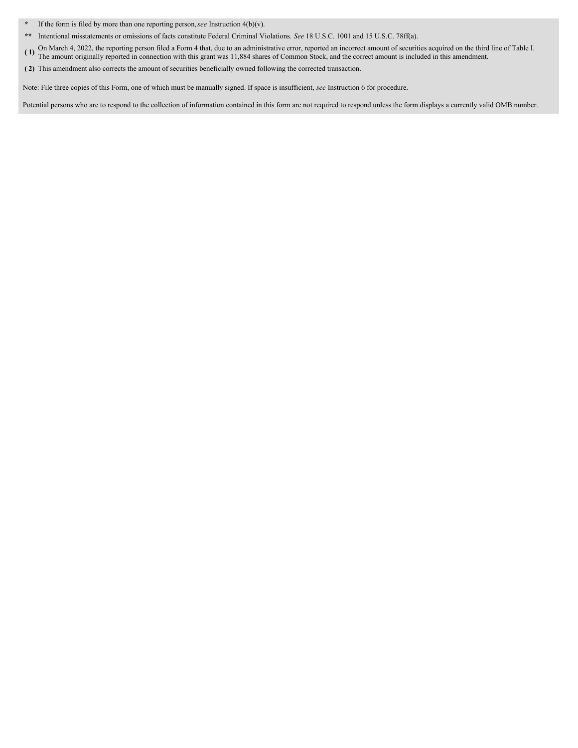| | |
|---|---|
| * | If the form is filed by more than one reporting person, *see* Instruction 4(b)(v). |
| ** | Intentional misstatements or omissions of facts constitute Federal Criminal Violations. *See* 18 U.S.C. 1001 and 15 U.S.C. 78ff(a). |
| ( 1) | On March 4, 2022, the reporting person filed a Form 4 that, due to an administrative error, reported an incorrect amount of securities acquired on the third line of Table I. The amount originally reported in connection with this grant was 11,884 shares of Common Stock, and the correct amount is included in this amendment. |
| ( 2) | This amendment also corrects the amount of securities beneficially owned following the corrected transaction. |

Note: File three copies of this Form, one of which must be manually signed. If space is insufficient, *see* Instruction 6 for procedure.

Potential persons who are to respond to the collection of information contained in this form are not required to respond unless the form displays a currently valid OMB number.